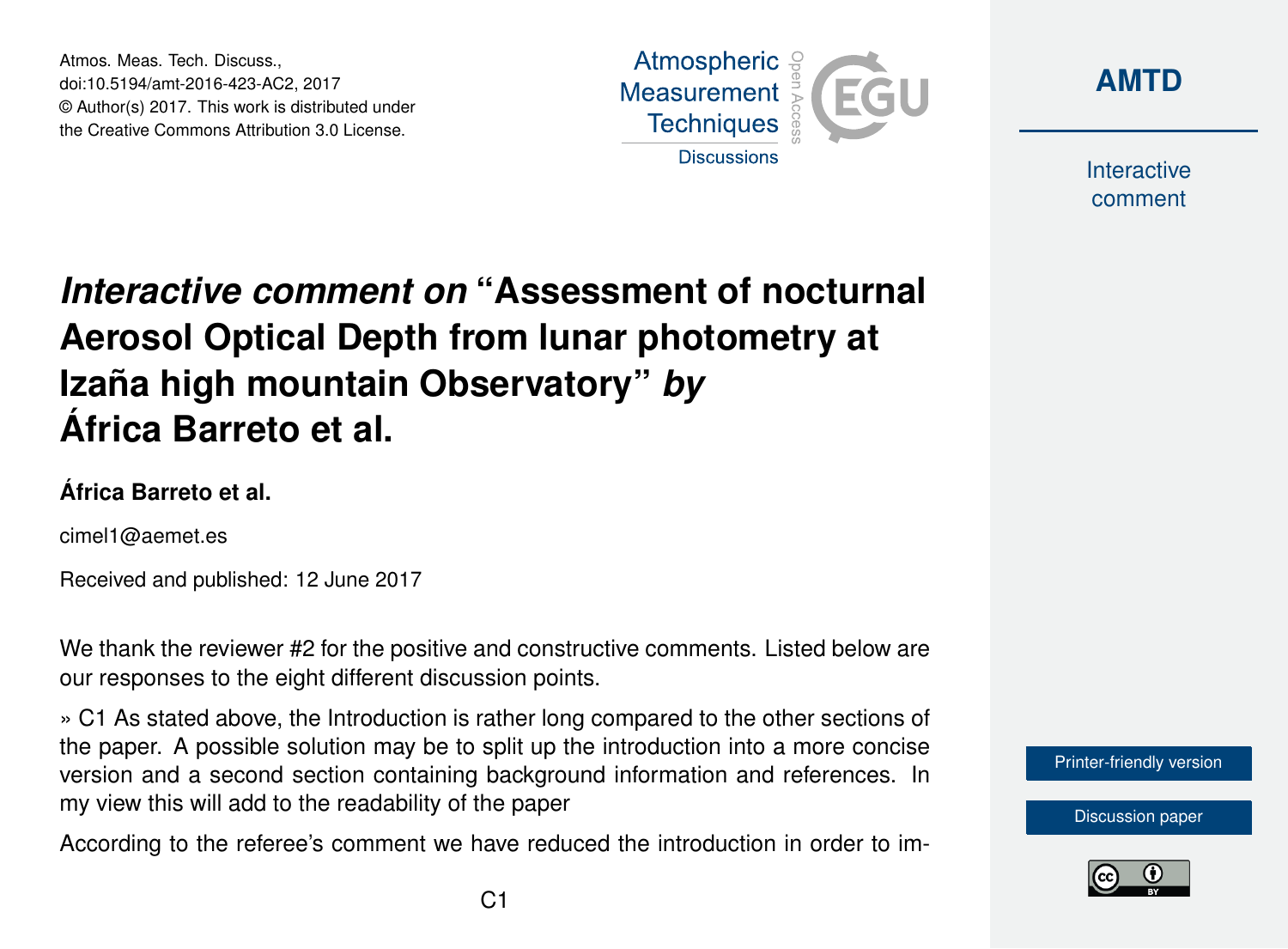# *Interactive comment on* "Assessment of nocturnal Aerosol Optical Depth from lunar photometry at Izaña high mountain Observatory" *by* África Barreto et al.

**África Barreto et al.**

cimel1@aemet.es

Received and published: 12 June 2017

We thank the reviewer #2 for the positive and constructive comments. Listed below are our responses to the eight different discussion points.

» C1 As stated above, the Introduction is rather long compared to the other sections of the paper. A possible solution may be to split up the introduction into a more concise version and a second section containing background information and references. In my view this will add to the readability of the paper

According to the referee's comment we have reduced the introduction in order to im-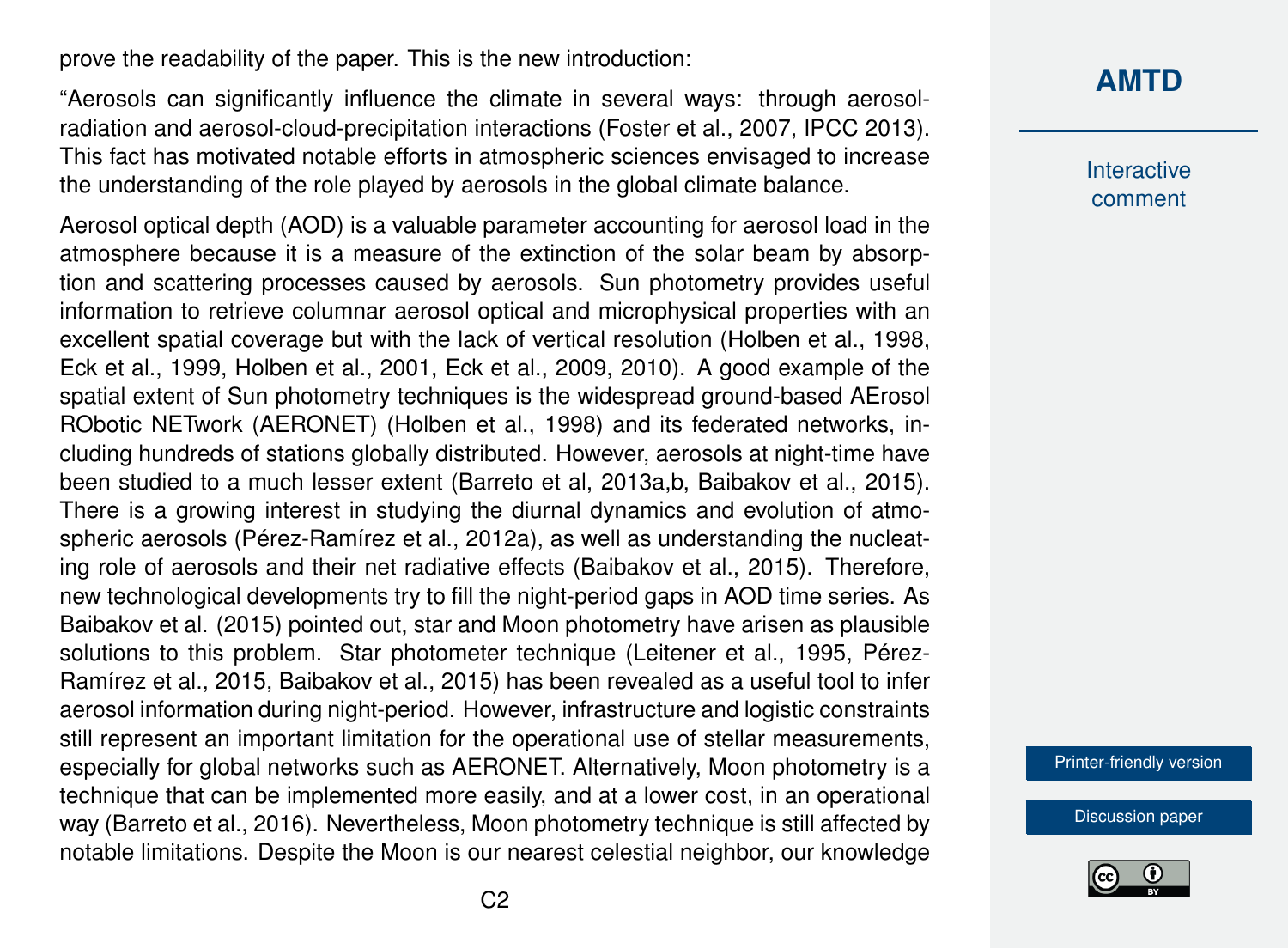prove the readability of the paper. This is the new introduction:

"Aerosols can significantly influence the climate in several ways: through aerosol-radiation and aerosol-cloud-precipitation interactions (Foster et al., 2007, IPCC 2013). This fact has motivated notable efforts in atmospheric sciences envisaged to increase the understanding of the role played by aerosols in the global climate balance.

Aerosol optical depth (AOD) is a valuable parameter accounting for aerosol load in the atmosphere because it is a measure of the extinction of the solar beam by absorption and scattering processes caused by aerosols. Sun photometry provides useful information to retrieve columnar aerosol optical and microphysical properties with an excellent spatial coverage but with the lack of vertical resolution (Holben et al., 1998, Eck et al., 1999, Holben et al., 2001, Eck et al., 2009, 2010). A good example of the spatial extent of Sun photometry techniques is the widespread ground-based AErosol RObotic NETwork (AERONET) (Holben et al., 1998) and its federated networks, including hundreds of stations globally distributed. However, aerosols at night-time have been studied to a much lesser extent (Barreto et al, 2013a,b, Baibakov et al., 2015). There is a growing interest in studying the diurnal dynamics and evolution of atmospheric aerosols (Pérez-Ramírez et al., 2012a), as well as understanding the nucleating role of aerosols and their net radiative effects (Baibakov et al., 2015). Therefore, new technological developments try to fill the night-period gaps in AOD time series. As Baibakov et al. (2015) pointed out, star and Moon photometry have arisen as plausible solutions to this problem. Star photometer technique (Leitener et al., 1995, Pérez-Ramírez et al., 2015, Baibakov et al., 2015) has been revealed as a useful tool to infer aerosol information during night-period. However, infrastructure and logistic constraints still represent an important limitation for the operational use of stellar measurements, especially for global networks such as AERONET. Alternatively, Moon photometry is a technique that can be implemented more easily, and at a lower cost, in an operational way (Barreto et al., 2016). Nevertheless, Moon photometry technique is still affected by notable limitations. Despite the Moon is our nearest celestial neighbor, our knowledge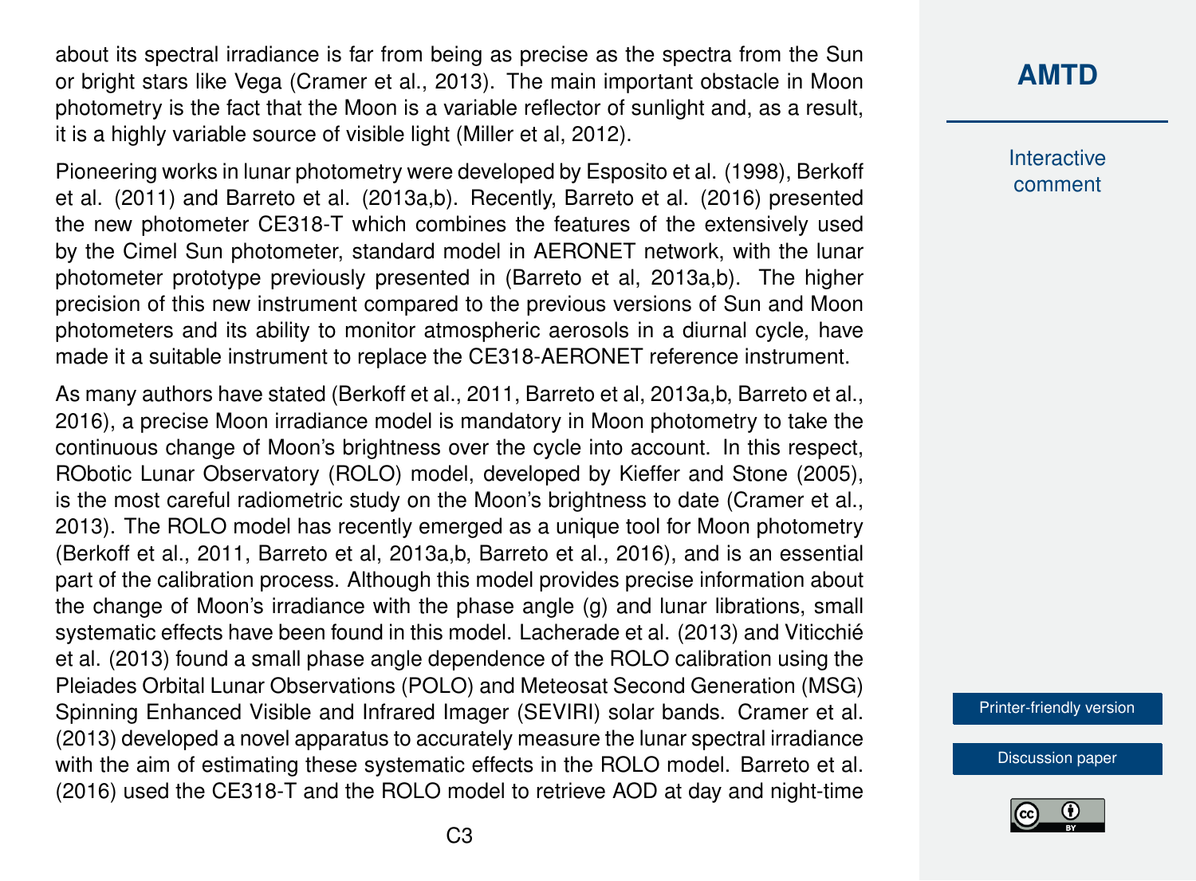about its spectral irradiance is far from being as precise as the spectra from the Sun or bright stars like Vega (Cramer et al., 2013). The main important obstacle in Moon photometry is the fact that the Moon is a variable reflector of sunlight and, as a result, it is a highly variable source of visible light (Miller et al, 2012).

Pioneering works in lunar photometry were developed by Esposito et al. (1998), Berkoff et al. (2011) and Barreto et al. (2013a,b). Recently, Barreto et al. (2016) presented the new photometer CE318-T which combines the features of the extensively used by the Cimel Sun photometer, standard model in AERONET network, with the lunar photometer prototype previously presented in (Barreto et al, 2013a,b). The higher precision of this new instrument compared to the previous versions of Sun and Moon photometers and its ability to monitor atmospheric aerosols in a diurnal cycle, have made it a suitable instrument to replace the CE318-AERONET reference instrument.

As many authors have stated (Berkoff et al., 2011, Barreto et al, 2013a,b, Barreto et al., 2016), a precise Moon irradiance model is mandatory in Moon photometry to take the continuous change of Moon's brightness over the cycle into account. In this respect, RObotic Lunar Observatory (ROLO) model, developed by Kieffer and Stone (2005), is the most careful radiometric study on the Moon's brightness to date (Cramer et al., 2013). The ROLO model has recently emerged as a unique tool for Moon photometry (Berkoff et al., 2011, Barreto et al, 2013a,b, Barreto et al., 2016), and is an essential part of the calibration process. Although this model provides precise information about the change of Moon's irradiance with the phase angle (g) and lunar librations, small systematic effects have been found in this model. Lacherade et al. (2013) and Viticchié et al. (2013) found a small phase angle dependence of the ROLO calibration using the Pleiades Orbital Lunar Observations (POLO) and Meteosat Second Generation (MSG) Spinning Enhanced Visible and Infrared Imager (SEVIRI) solar bands. Cramer et al. (2013) developed a novel apparatus to accurately measure the lunar spectral irradiance with the aim of estimating these systematic effects in the ROLO model. Barreto et al. (2016) used the CE318-T and the ROLO model to retrieve AOD at day and night-time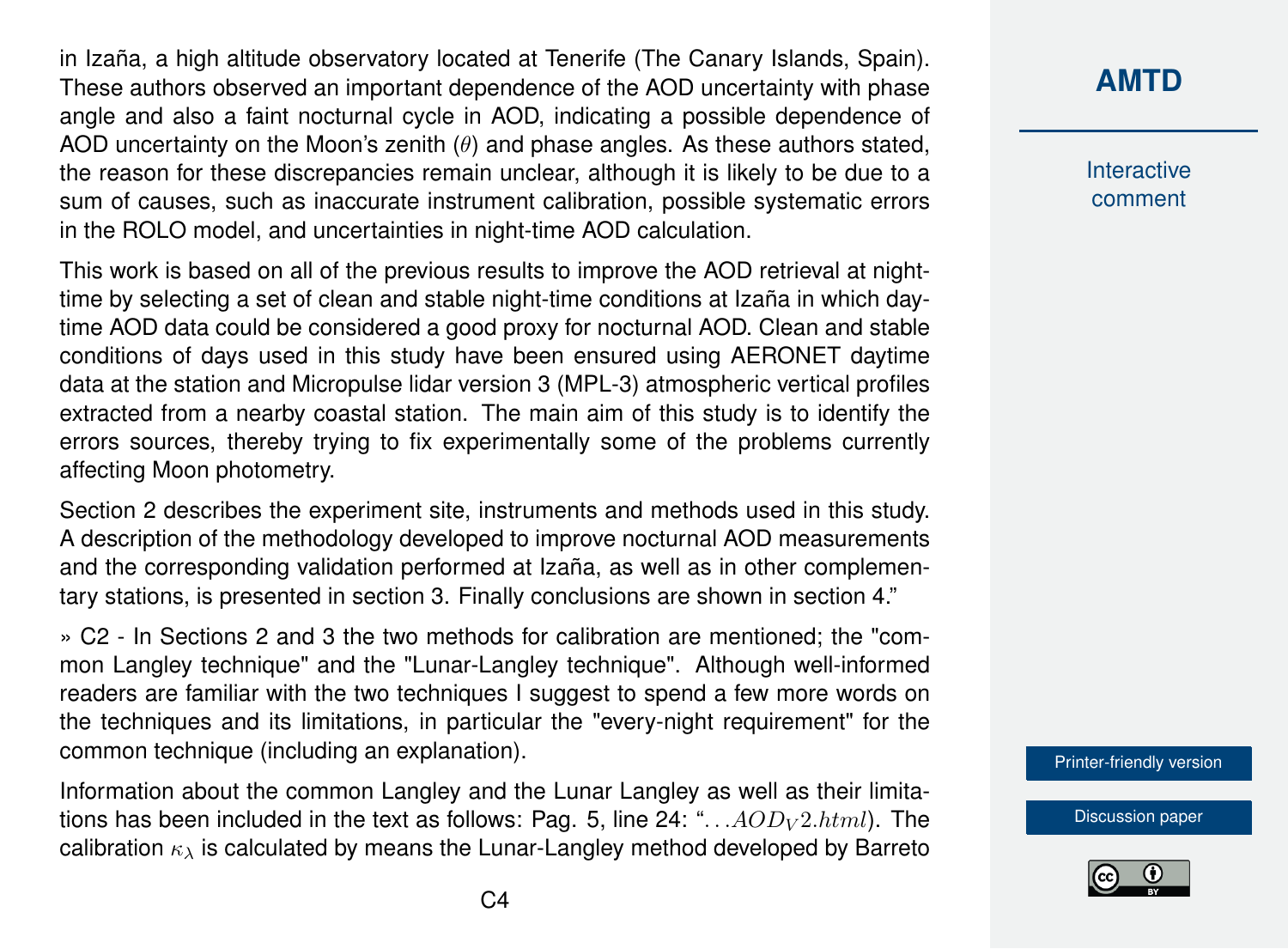in Izaña, a high altitude observatory located at Tenerife (The Canary Islands, Spain). These authors observed an important dependence of the AOD uncertainty with phase angle and also a faint nocturnal cycle in AOD, indicating a possible dependence of AOD uncertainty on the Moon's zenith ($\theta$) and phase angles. As these authors stated, the reason for these discrepancies remain unclear, although it is likely to be due to a sum of causes, such as inaccurate instrument calibration, possible systematic errors in the ROLO model, and uncertainties in night-time AOD calculation.

This work is based on all of the previous results to improve the AOD retrieval at night-time by selecting a set of clean and stable night-time conditions at Izaña in which day-time AOD data could be considered a good proxy for nocturnal AOD. Clean and stable conditions of days used in this study have been ensured using AERONET daytime data at the station and Micropulse lidar version 3 (MPL-3) atmospheric vertical profiles extracted from a nearby coastal station. The main aim of this study is to identify the errors sources, thereby trying to fix experimentally some of the problems currently affecting Moon photometry.

Section 2 describes the experiment site, instruments and methods used in this study. A description of the methodology developed to improve nocturnal AOD measurements and the corresponding validation performed at Izaña, as well as in other complementary stations, is presented in section 3. Finally conclusions are shown in section 4."

» C2 - In Sections 2 and 3 the two methods for calibration are mentioned; the "common Langley technique" and the "Lunar-Langley technique". Although well-informed readers are familiar with the two techniques I suggest to spend a few more words on the techniques and its limitations, in particular the "every-night requirement" for the common technique (including an explanation).

Information about the common Langley and the Lunar Langley as well as their limitations has been included in the text as follows: Pag. 5, line 24: "$\ldots AOD_V 2.html$). The calibration $\kappa_\lambda$ is calculated by means the Lunar-Langley method developed by Barreto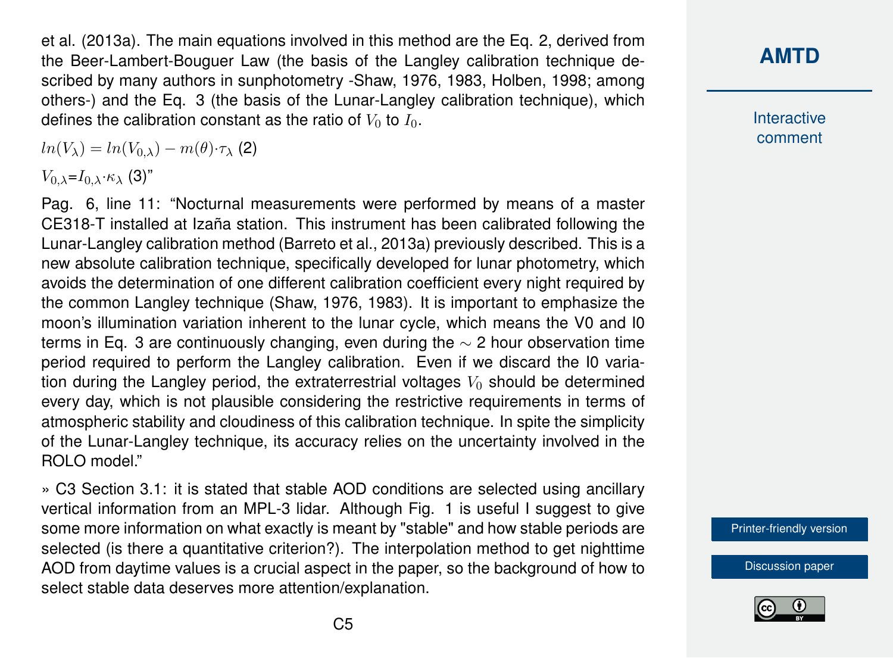et al. (2013a). The main equations involved in this method are the Eq. 2, derived from the Beer-Lambert-Bouguer Law (the basis of the Langley calibration technique described by many authors in sunphotometry -Shaw, 1976, 1983, Holben, 1998; among others-) and the Eq. 3 (the basis of the Lunar-Langley calibration technique), which defines the calibration constant as the ratio of $V_0$ to $I_0$.

$ln(V_\lambda) = ln(V_{0,\lambda}) - m(\theta) \cdot \tau_\lambda$ (2)

$V_{0,\lambda} = I_{0,\lambda} \cdot \kappa_\lambda$ (3)"

Pag. 6, line 11: "Nocturnal measurements were performed by means of a master CE318-T installed at Izaña station. This instrument has been calibrated following the Lunar-Langley calibration method (Barreto et al., 2013a) previously described. This is a new absolute calibration technique, specifically developed for lunar photometry, which avoids the determination of one different calibration coefficient every night required by the common Langley technique (Shaw, 1976, 1983). It is important to emphasize the moon's illumination variation inherent to the lunar cycle, which means the V0 and I0 terms in Eq. 3 are continuously changing, even during the $\sim$ 2 hour observation time period required to perform the Langley calibration. Even if we discard the I0 variation during the Langley period, the extraterrestrial voltages $V_0$ should be determined every day, which is not plausible considering the restrictive requirements in terms of atmospheric stability and cloudiness of this calibration technique. In spite the simplicity of the Lunar-Langley technique, its accuracy relies on the uncertainty involved in the ROLO model."

» C3 Section 3.1: it is stated that stable AOD conditions are selected using ancillary vertical information from an MPL-3 lidar. Although Fig. 1 is useful I suggest to give some more information on what exactly is meant by "stable" and how stable periods are selected (is there a quantitative criterion?). The interpolation method to get nighttime AOD from daytime values is a crucial aspect in the paper, so the background of how to select stable data deserves more attention/explanation.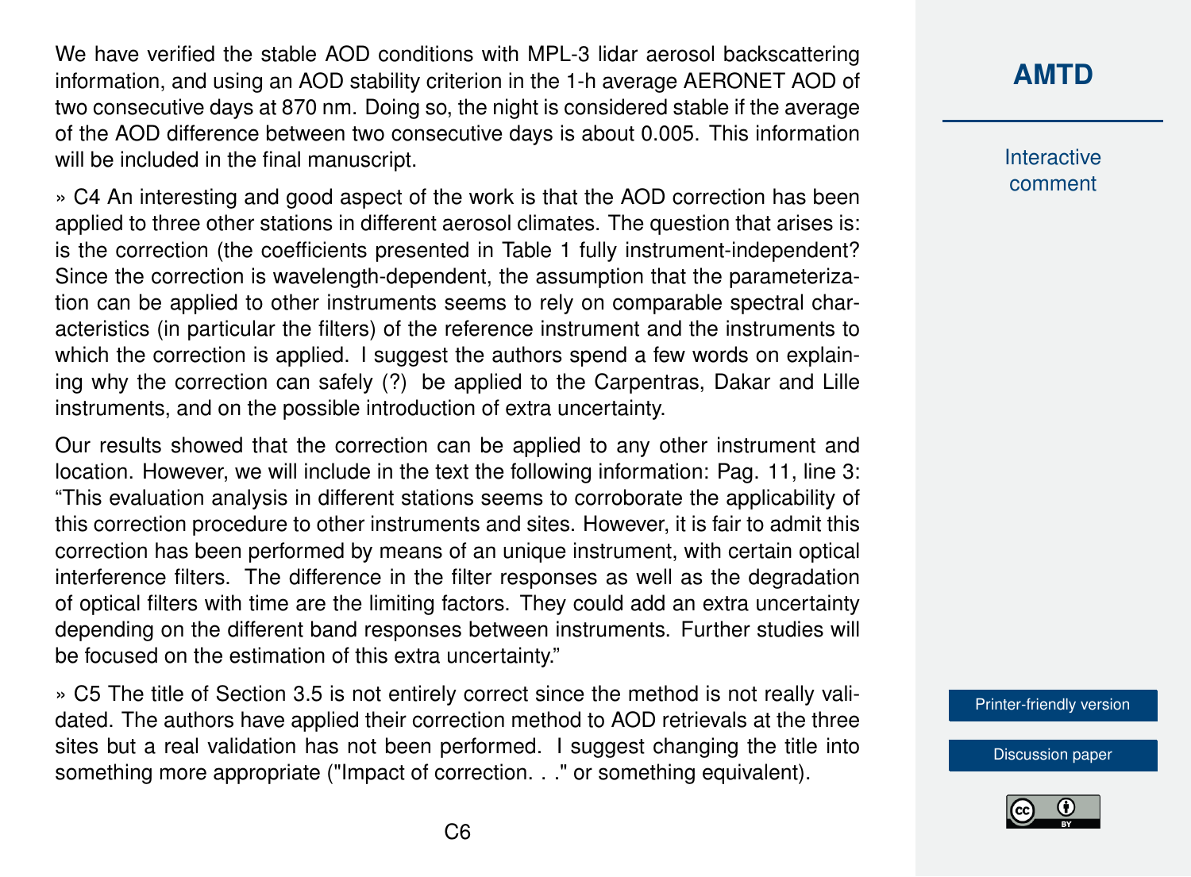We have verified the stable AOD conditions with MPL-3 lidar aerosol backscattering information, and using an AOD stability criterion in the 1-h average AERONET AOD of two consecutive days at 870 nm. Doing so, the night is considered stable if the average of the AOD difference between two consecutive days is about 0.005. This information will be included in the final manuscript.

» C4 An interesting and good aspect of the work is that the AOD correction has been applied to three other stations in different aerosol climates. The question that arises is: is the correction (the coefficients presented in Table 1 fully instrument-independent? Since the correction is wavelength-dependent, the assumption that the parameterization can be applied to other instruments seems to rely on comparable spectral characteristics (in particular the filters) of the reference instrument and the instruments to which the correction is applied. I suggest the authors spend a few words on explaining why the correction can safely (?) be applied to the Carpentras, Dakar and Lille instruments, and on the possible introduction of extra uncertainty.

Our results showed that the correction can be applied to any other instrument and location. However, we will include in the text the following information: Pag. 11, line 3: "This evaluation analysis in different stations seems to corroborate the applicability of this correction procedure to other instruments and sites. However, it is fair to admit this correction has been performed by means of an unique instrument, with certain optical interference filters. The difference in the filter responses as well as the degradation of optical filters with time are the limiting factors. They could add an extra uncertainty depending on the different band responses between instruments. Further studies will be focused on the estimation of this extra uncertainty."

» C5 The title of Section 3.5 is not entirely correct since the method is not really validated. The authors have applied their correction method to AOD retrievals at the three sites but a real validation has not been performed. I suggest changing the title into something more appropriate ("Impact of correction. . ." or something equivalent).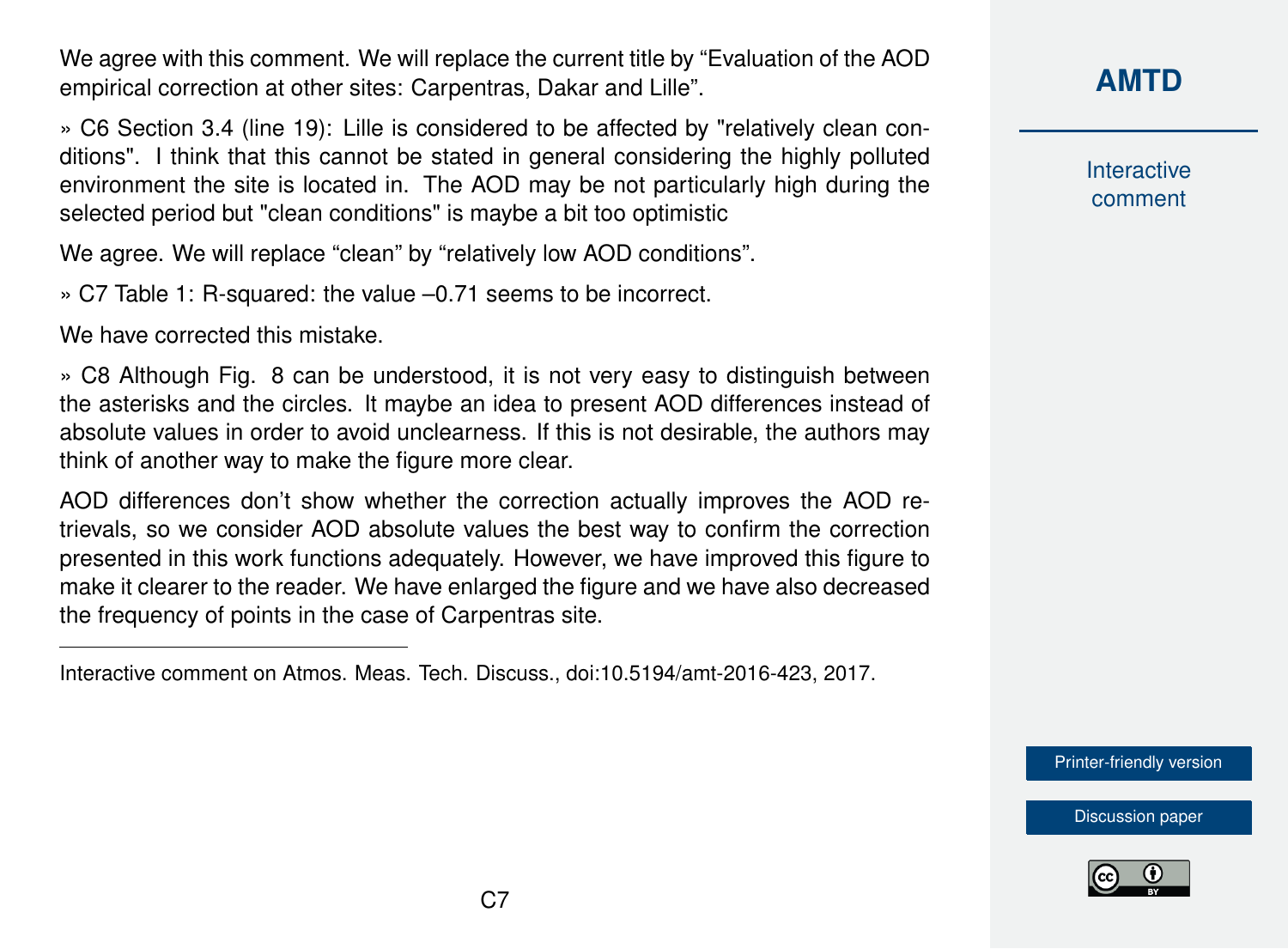We agree with this comment. We will replace the current title by “Evaluation of the AOD empirical correction at other sites: Carpentras, Dakar and Lille”.

» C6 Section 3.4 (line 19): Lille is considered to be affected by "relatively clean conditions". I think that this cannot be stated in general considering the highly polluted environment the site is located in. The AOD may be not particularly high during the selected period but "clean conditions" is maybe a bit too optimistic

We agree. We will replace “clean” by “relatively low AOD conditions”.

» C7 Table 1: R-squared: the value –0.71 seems to be incorrect.

We have corrected this mistake.

» C8 Although Fig. 8 can be understood, it is not very easy to distinguish between the asterisks and the circles. It maybe an idea to present AOD differences instead of absolute values in order to avoid unclearness. If this is not desirable, the authors may think of another way to make the figure more clear.

AOD differences don’t show whether the correction actually improves the AOD retrievals, so we consider AOD absolute values the best way to confirm the correction presented in this work functions adequately. However, we have improved this figure to make it clearer to the reader. We have enlarged the figure and we have also decreased the frequency of points in the case of Carpentras site.

---

Interactive comment on Atmos. Meas. Tech. Discuss., doi:10.5194/amt-2016-423, 2017.